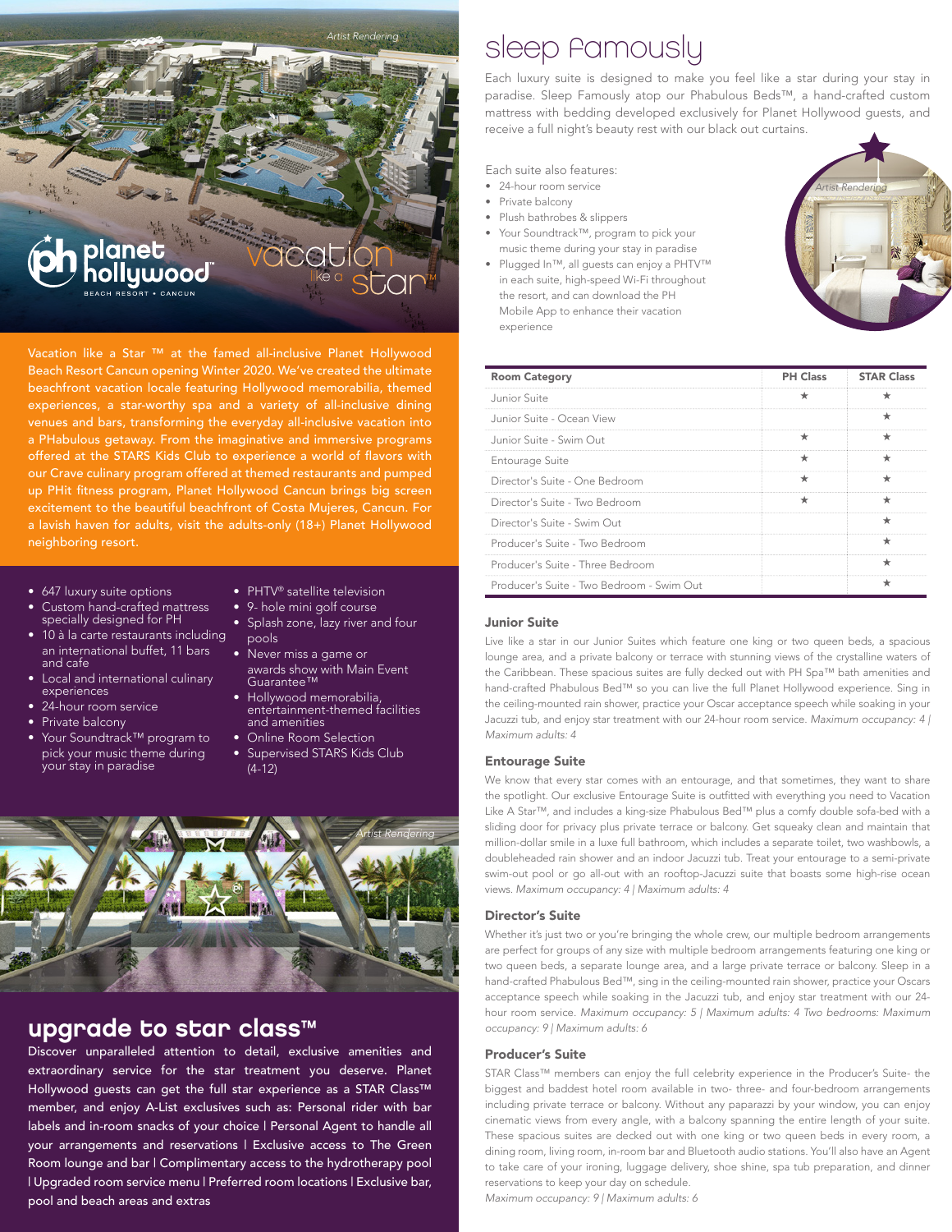Artist Rendering

planet hollywood
BEACH RESORT • CANCUN

vacation like a star™

Vacation like a Star ™ at the famed all-inclusive Planet Hollywood Beach Resort Cancun opening Winter 2020. We've created the ultimate beachfront vacation locale featuring Hollywood memorabilia, themed experiences, a star-worthy spa and a variety of all-inclusive dining venues and bars, transforming the everyday all-inclusive vacation into a PHabulous getaway. From the imaginative and immersive programs offered at the STARS Kids Club to experience a world of flavors with our Crave culinary program offered at themed restaurants and pumped up PHit fitness program, Planet Hollywood Cancun brings big screen excitement to the beautiful beachfront of Costa Mujeres, Cancun. For a lavish haven for adults, visit the adults-only (18+) Planet Hollywood neighboring resort.

- 647 luxury suite options
- Custom hand-crafted mattress specially designed for PH
- 10 à la carte restaurants including an international buffet, 11 bars and cafe
- Local and international culinary experiences
- 24-hour room service
- Private balcony
- Your Soundtrack™ program to pick your music theme during your stay in paradise
- PHTV® satellite television
- 9- hole mini golf course
- Splash zone, lazy river and four pools
- Never miss a game or awards show with Main Event Guarantee™
- Hollywood memorabilia, entertainment-themed facilities and amenities
- Online Room Selection
- Supervised STARS Kids Club (4-12)

Artist Rendering

## upgrade to star class™

Discover unparalleled attention to detail, exclusive amenities and extraordinary service for the star treatment you deserve. Planet Hollywood guests can get the full star experience as a STAR Class™ member, and enjoy A-List exclusives such as: Personal rider with bar labels and in-room snacks of your choice | Personal Agent to handle all your arrangements and reservations | Exclusive access to The Green Room lounge and bar | Complimentary access to the hydrotherapy pool | Upgraded room service menu | Preferred room locations | Exclusive bar, pool and beach areas and extras

## sleep famously

Each luxury suite is designed to make you feel like a star during your stay in paradise. Sleep Famously atop our Phabulous Beds™, a hand-crafted custom mattress with bedding developed exclusively for Planet Hollywood guests, and receive a full night's beauty rest with our black out curtains.

Each suite also features:

- 24-hour room service
- Private balcony
- Plush bathrobes & slippers
- Your Soundtrack™, program to pick your music theme during your stay in paradise
- Plugged In™, all guests can enjoy a PHTV™ in each suite, high-speed Wi-Fi throughout the resort, and can download the PH Mobile App to enhance their vacation experience

Artist Rendering

| Room Category | PH Class | STAR Class |
|---|---|---|
| Junior Suite | ★ | ★ |
| Junior Suite - Ocean View | | ★ |
| Junior Suite - Swim Out | ★ | ★ |
| Entourage Suite | ★ | ★ |
| Director's Suite - One Bedroom | ★ | ★ |
| Director's Suite - Two Bedroom | ★ | ★ |
| Director's Suite - Swim Out | | ★ |
| Producer's Suite - Two Bedroom | | ★ |
| Producer's Suite - Three Bedroom | | ★ |
| Producer's Suite - Two Bedroom - Swim Out | | ★ |

### Junior Suite

Live like a star in our Junior Suites which feature one king or two queen beds, a spacious lounge area, and a private balcony or terrace with stunning views of the crystalline waters of the Caribbean. These spacious suites are fully decked out with PH Spa™ bath amenities and hand-crafted Phabulous Bed™ so you can live the full Planet Hollywood experience. Sing in the ceiling-mounted rain shower, practice your Oscar acceptance speech while soaking in your Jacuzzi tub, and enjoy star treatment with our 24-hour room service. *Maximum occupancy: 4 | Maximum adults: 4*

### Entourage Suite

We know that every star comes with an entourage, and that sometimes, they want to share the spotlight. Our exclusive Entourage Suite is outfitted with everything you need to Vacation Like A Star™, and includes a king-size Phabulous Bed™ plus a comfy double sofa-bed with a sliding door for privacy plus private terrace or balcony. Get squeaky clean and maintain that million-dollar smile in a luxe full bathroom, which includes a separate toilet, two washbowls, a doubleheaded rain shower and an indoor Jacuzzi tub. Treat your entourage to a semi-private swim-out pool or go all-out with an rooftop-Jacuzzi suite that boasts some high-rise ocean views. *Maximum occupancy: 4 | Maximum adults: 4*

### Director's Suite

Whether it's just two or you're bringing the whole crew, our multiple bedroom arrangements are perfect for groups of any size with multiple bedroom arrangements featuring one king or two queen beds, a separate lounge area, and a large private terrace or balcony. Sleep in a hand-crafted Phabulous Bed™, sing in the ceiling-mounted rain shower, practice your Oscars acceptance speech while soaking in the Jacuzzi tub, and enjoy star treatment with our 24-hour room service. *Maximum occupancy: 5 | Maximum adults: 4 Two bedrooms: Maximum occupancy: 9 | Maximum adults: 6*

### Producer's Suite

STAR Class™ members can enjoy the full celebrity experience in the Producer's Suite- the biggest and baddest hotel room available in two- three- and four-bedroom arrangements including private terrace or balcony. Without any paparazzi by your window, you can enjoy cinematic views from every angle, with a balcony spanning the entire length of your suite. These spacious suites are decked out with one king or two queen beds in every room, a dining room, living room, in-room bar and Bluetooth audio stations. You'll also have an Agent to take care of your ironing, luggage delivery, shoe shine, spa tub preparation, and dinner reservations to keep your day on schedule.
*Maximum occupancy: 9 | Maximum adults: 6*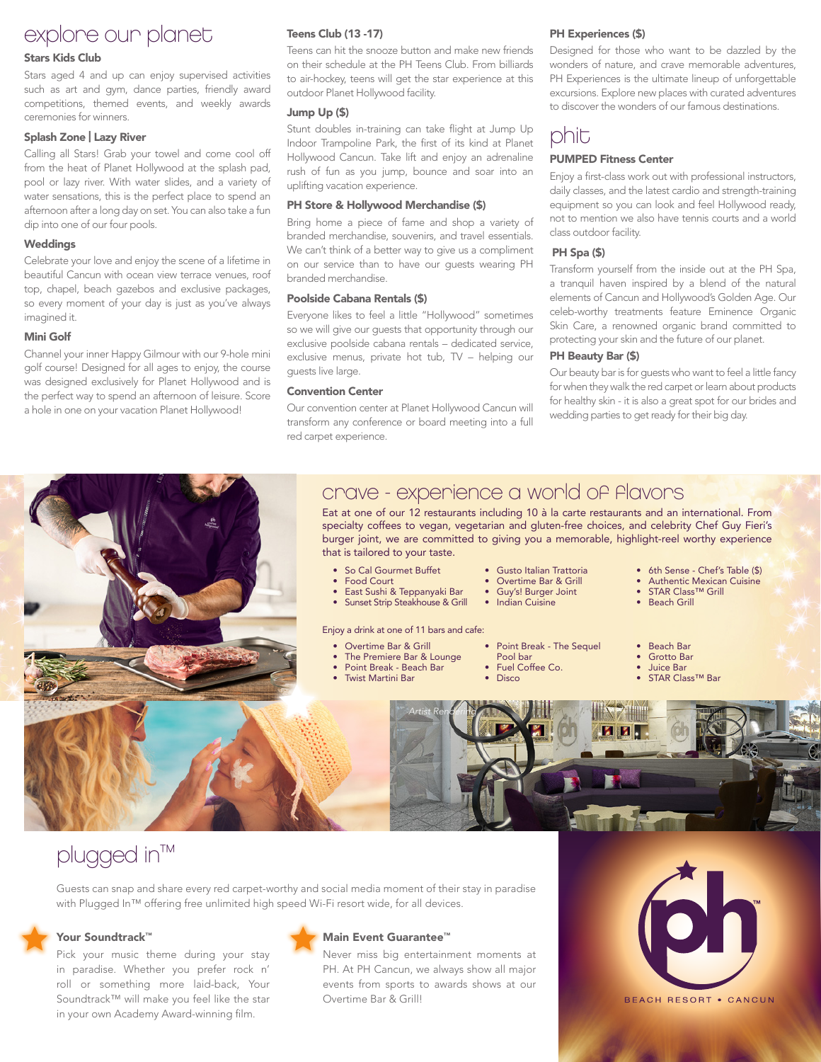## explore our planet

### Stars Kids Club

Stars aged 4 and up can enjoy supervised activities such as art and gym, dance parties, friendly award competitions, themed events, and weekly awards ceremonies for winners.

### Splash Zone | Lazy River

Calling all Stars! Grab your towel and come cool off from the heat of Planet Hollywood at the splash pad, pool or lazy river. With water slides, and a variety of water sensations, this is the perfect place to spend an afternoon after a long day on set. You can also take a fun dip into one of our four pools.

### Weddings

Celebrate your love and enjoy the scene of a lifetime in beautiful Cancun with ocean view terrace venues, roof top, chapel, beach gazebos and exclusive packages, so every moment of your day is just as you've always imagined it.

### Mini Golf

Channel your inner Happy Gilmour with our 9-hole mini golf course! Designed for all ages to enjoy, the course was designed exclusively for Planet Hollywood and is the perfect way to spend an afternoon of leisure. Score a hole in one on your vacation Planet Hollywood!

### Teens Club (13 -17)

Teens can hit the snooze button and make new friends on their schedule at the PH Teens Club. From billiards to air-hockey, teens will get the star experience at this outdoor Planet Hollywood facility.

### Jump Up ($)

Stunt doubles in-training can take flight at Jump Up Indoor Trampoline Park, the first of its kind at Planet Hollywood Cancun. Take lift and enjoy an adrenaline rush of fun as you jump, bounce and soar into an uplifting vacation experience.

### PH Store & Hollywood Merchandise ($)

Bring home a piece of fame and shop a variety of branded merchandise, souvenirs, and travel essentials. We can't think of a better way to give us a compliment on our service than to have our guests wearing PH branded merchandise.

### Poolside Cabana Rentals ($)

Everyone likes to feel a little "Hollywood" sometimes so we will give our guests that opportunity through our exclusive poolside cabana rentals – dedicated service, exclusive menus, private hot tub, TV – helping our guests live large.

### Convention Center

Our convention center at Planet Hollywood Cancun will transform any conference or board meeting into a full red carpet experience.

### PH Experiences ($)

Designed for those who want to be dazzled by the wonders of nature, and crave memorable adventures, PH Experiences is the ultimate lineup of unforgettable excursions. Explore new places with curated adventures to discover the wonders of our famous destinations.

## phit

### PUMPED Fitness Center

Enjoy a first-class work out with professional instructors, daily classes, and the latest cardio and strength-training equipment so you can look and feel Hollywood ready, not to mention we also have tennis courts and a world class outdoor facility.

### PH Spa ($)

Transform yourself from the inside out at the PH Spa, a tranquil haven inspired by a blend of the natural elements of Cancun and Hollywood's Golden Age. Our celeb-worthy treatments feature Eminence Organic Skin Care, a renowned organic brand committed to protecting your skin and the future of our planet.

### PH Beauty Bar ($)

Our beauty bar is for guests who want to feel a little fancy for when they walk the red carpet or learn about products for healthy skin - it is also a great spot for our brides and wedding parties to get ready for their big day.

## crave - experience a world of flavors

Eat at one of our 12 restaurants including 10 à la carte restaurants and an international. From specialty coffees to vegan, vegetarian and gluten-free choices, and celebrity Chef Guy Fieri's burger joint, we are committed to giving you a memorable, highlight-reel worthy experience that is tailored to your taste.

- So Cal Gourmet Buffet
- Food Court
- East Sushi & Teppanyaki Bar
- Sunset Strip Steakhouse & Grill
- Gusto Italian Trattoria
- Overtime Bar & Grill
- Guy's! Burger Joint
- Indian Cuisine
- 6th Sense - Chef's Table ($)
- Authentic Mexican Cuisine
- STAR Class™ Grill
- Beach Grill

Enjoy a drink at one of 11 bars and cafe:

- Overtime Bar & Grill
- The Premiere Bar & Lounge
- Point Break - Beach Bar
- Twist Martini Bar
- Point Break - The Sequel Pool bar
- Fuel Coffee Co.
- Disco
- Beach Bar
- Grotto Bar
- Juice Bar
- STAR Class™ Bar

Artist Rendering

## plugged in™

Guests can snap and share every red carpet-worthy and social media moment of their stay in paradise with Plugged In™ offering free unlimited high speed Wi-Fi resort wide, for all devices.

### Your Soundtrack™

Pick your music theme during your stay in paradise. Whether you prefer rock n' roll or something more laid-back, Your Soundtrack™ will make you feel like the star in your own Academy Award-winning film.

### Main Event Guarantee™

Never miss big entertainment moments at PH. At PH Cancun, we always show all major events from sports to awards shows at our Overtime Bar & Grill!

BEACH RESORT • CANCUN